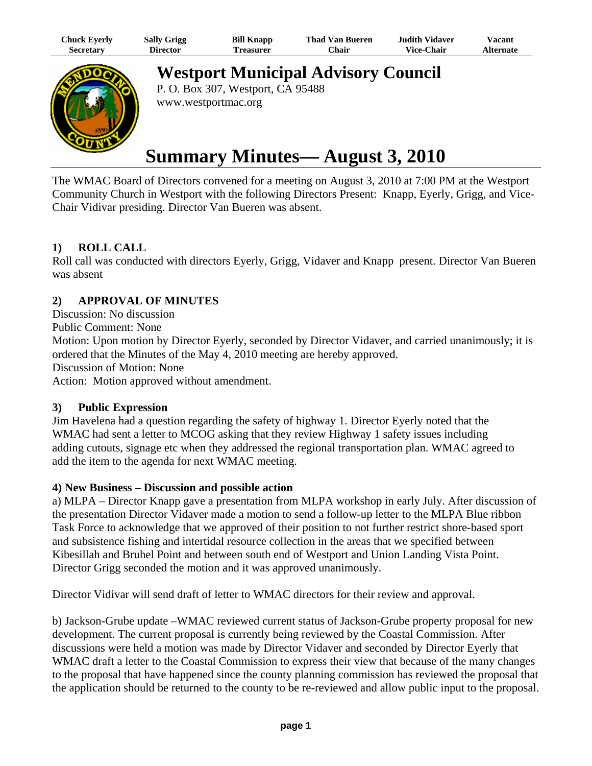| Chuck Eyerly | Sally Grigg | Bill Knapp | Thad Van Bueren | Judith Vidaver | Vacant |
|---|---|---|---|---|---|
| Secretary | Director | Treasurer | Chair | Vice-Chair | Alternate |

# Westport Municipal Advisory Council

P. O. Box 307, Westport, CA 95488
www.westportmac.org

# Summary Minutes— August 3, 2010

The WMAC Board of Directors convened for a meeting on August 3, 2010 at 7:00 PM at the Westport Community Church in Westport with the following Directors Present: Knapp, Eyerly, Grigg, and Vice-Chair Vidivar presiding. Director Van Bueren was absent.

## 1) ROLL CALL

Roll call was conducted with directors Eyerly, Grigg, Vidaver and Knapp present. Director Van Bueren was absent

## 2) APPROVAL OF MINUTES

Discussion: No discussion
Public Comment: None
Motion: Upon motion by Director Eyerly, seconded by Director Vidaver, and carried unanimously; it is ordered that the Minutes of the May 4, 2010 meeting are hereby approved.
Discussion of Motion: None
Action: Motion approved without amendment.

## 3) Public Expression

Jim Havelena had a question regarding the safety of highway 1. Director Eyerly noted that the WMAC had sent a letter to MCOG asking that they review Highway 1 safety issues including adding cutouts, signage etc when they addressed the regional transportation plan. WMAC agreed to add the item to the agenda for next WMAC meeting.

### 4) New Business – Discussion and possible action

a) MLPA – Director Knapp gave a presentation from MLPA workshop in early July. After discussion of the presentation Director Vidaver made a motion to send a follow-up letter to the MLPA Blue ribbon Task Force to acknowledge that we approved of their position to not further restrict shore-based sport and subsistence fishing and intertidal resource collection in the areas that we specified between Kibesillah and Bruhel Point and between south end of Westport and Union Landing Vista Point. Director Grigg seconded the motion and it was approved unanimously.

Director Vidivar will send draft of letter to WMAC directors for their review and approval.

b) Jackson-Grube update –WMAC reviewed current status of Jackson-Grube property proposal for new development. The current proposal is currently being reviewed by the Coastal Commission. After discussions were held a motion was made by Director Vidaver and seconded by Director Eyerly that WMAC draft a letter to the Coastal Commission to express their view that because of the many changes to the proposal that have happened since the county planning commission has reviewed the proposal that the application should be returned to the county to be re-reviewed and allow public input to the proposal.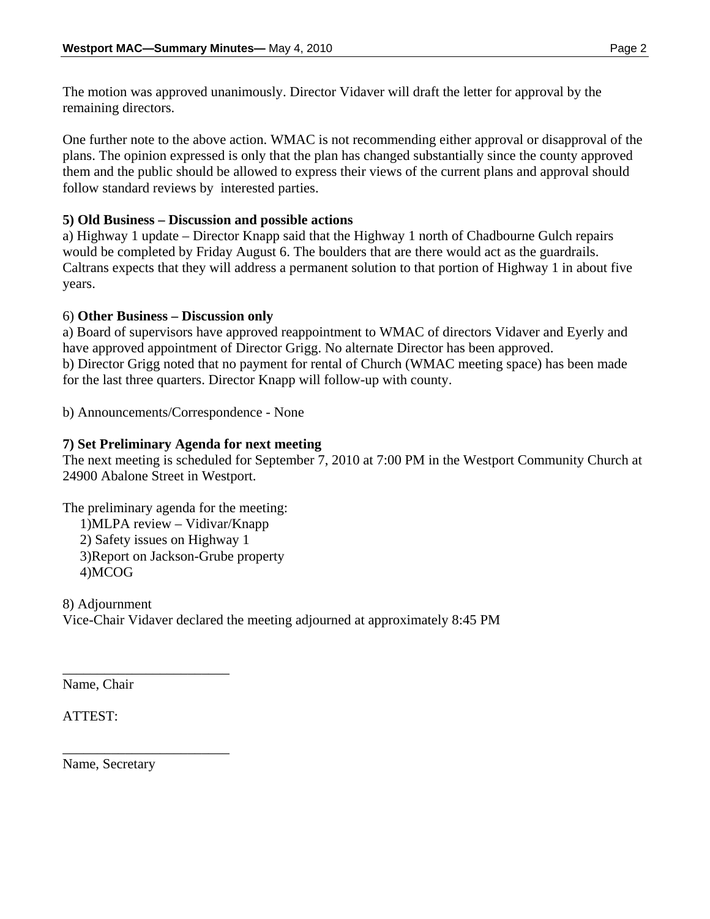The motion was approved unanimously. Director Vidaver will draft the letter for approval by the remaining directors.

One further note to the above action. WMAC is not recommending either approval or disapproval of the plans. The opinion expressed is only that the plan has changed substantially since the county approved them and the public should be allowed to express their views of the current plans and approval should follow standard reviews by interested parties.

**5) Old Business – Discussion and possible actions**

a) Highway 1 update – Director Knapp said that the Highway 1 north of Chadbourne Gulch repairs would be completed by Friday August 6. The boulders that are there would act as the guardrails. Caltrans expects that they will address a permanent solution to that portion of Highway 1 in about five years.

6) **Other Business – Discussion only**

a) Board of supervisors have approved reappointment to WMAC of directors Vidaver and Eyerly and have approved appointment of Director Grigg. No alternate Director has been approved.

b) Director Grigg noted that no payment for rental of Church (WMAC meeting space) has been made for the last three quarters. Director Knapp will follow-up with county.

b) Announcements/Correspondence - None

**7) Set Preliminary Agenda for next meeting**

The next meeting is scheduled for September 7, 2010 at 7:00 PM in the Westport Community Church at 24900 Abalone Street in Westport.

The preliminary agenda for the meeting:

1)MLPA review – Vidivar/Knapp
2) Safety issues on Highway 1
3)Report on Jackson-Grube property
4)MCOG

8) Adjournment

Vice-Chair Vidaver declared the meeting adjourned at approximately 8:45 PM

________________________
Name, Chair

ATTEST:

________________________
Name, Secretary